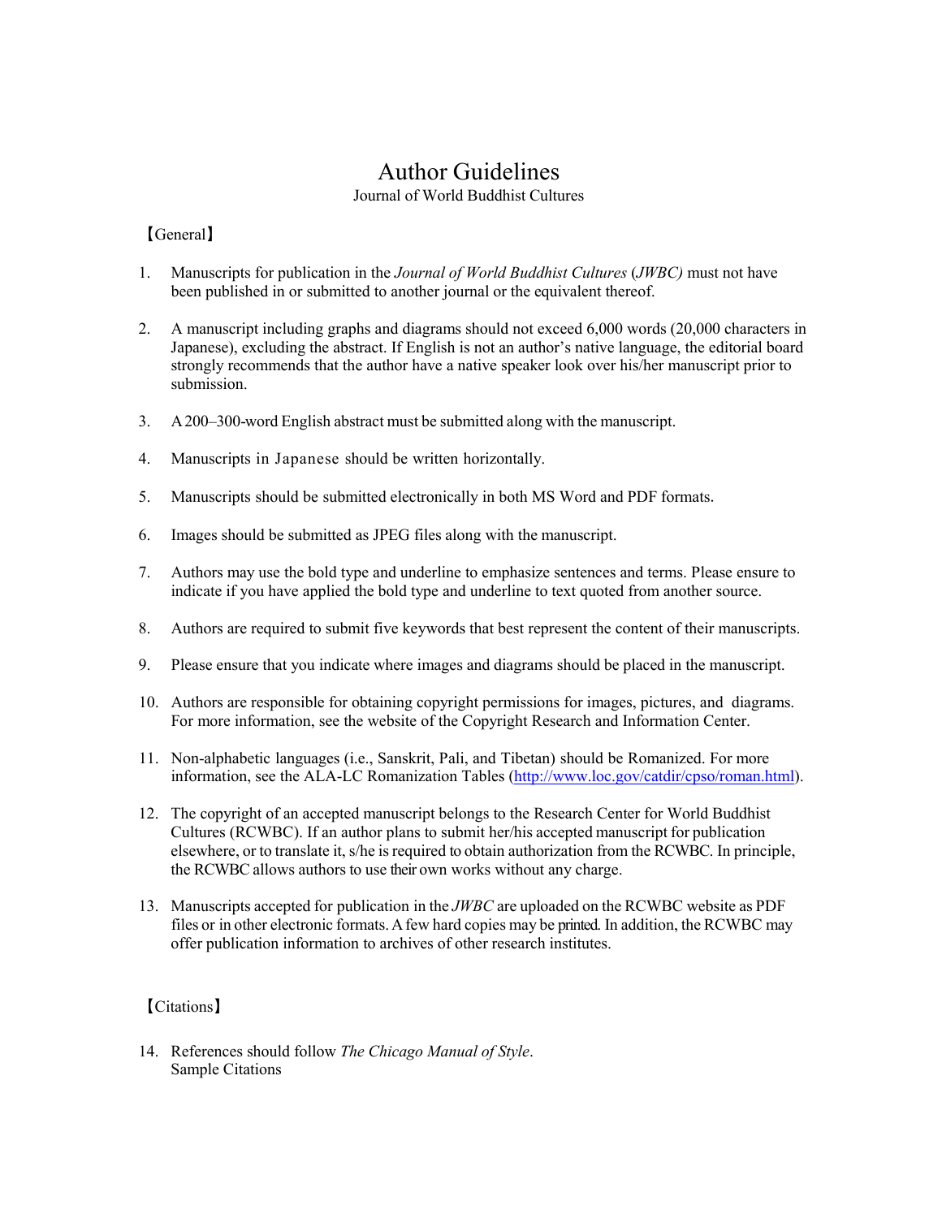# Author Guidelines

Journal of World Buddhist Cultures

【General】

1. Manuscripts for publication in the *Journal of World Buddhist Cultures* (*JWBC)* must not have been published in or submitted to another journal or the equivalent thereof.

2. A manuscript including graphs and diagrams should not exceed 6,000 words (20,000 characters in Japanese), excluding the abstract. If English is not an author's native language, the editorial board strongly recommends that the author have a native speaker look over his/her manuscript prior to submission.

3. A 200–300-word English abstract must be submitted along with the manuscript.

4. Manuscripts in Japanese should be written horizontally.

5. Manuscripts should be submitted electronically in both MS Word and PDF formats.

6. Images should be submitted as JPEG files along with the manuscript.

7. Authors may use the bold type and underline to emphasize sentences and terms. Please ensure to indicate if you have applied the bold type and underline to text quoted from another source.

8. Authors are required to submit five keywords that best represent the content of their manuscripts.

9. Please ensure that you indicate where images and diagrams should be placed in the manuscript.

10. Authors are responsible for obtaining copyright permissions for images, pictures, and diagrams. For more information, see the website of the Copyright Research and Information Center.

11. Non-alphabetic languages (i.e., Sanskrit, Pali, and Tibetan) should be Romanized. For more information, see the ALA-LC Romanization Tables (http://www.loc.gov/catdir/cpso/roman.html).

12. The copyright of an accepted manuscript belongs to the Research Center for World Buddhist Cultures (RCWBC). If an author plans to submit her/his accepted manuscript for publication elsewhere, or to translate it, s/he is required to obtain authorization from the RCWBC. In principle, the RCWBC allows authors to use their own works without any charge.

13. Manuscripts accepted for publication in the *JWBC* are uploaded on the RCWBC website as PDF files or in other electronic formats. A few hard copies may be printed. In addition, the RCWBC may offer publication information to archives of other research institutes.

【Citations】

14. References should follow *The Chicago Manual of Style*.
    Sample Citations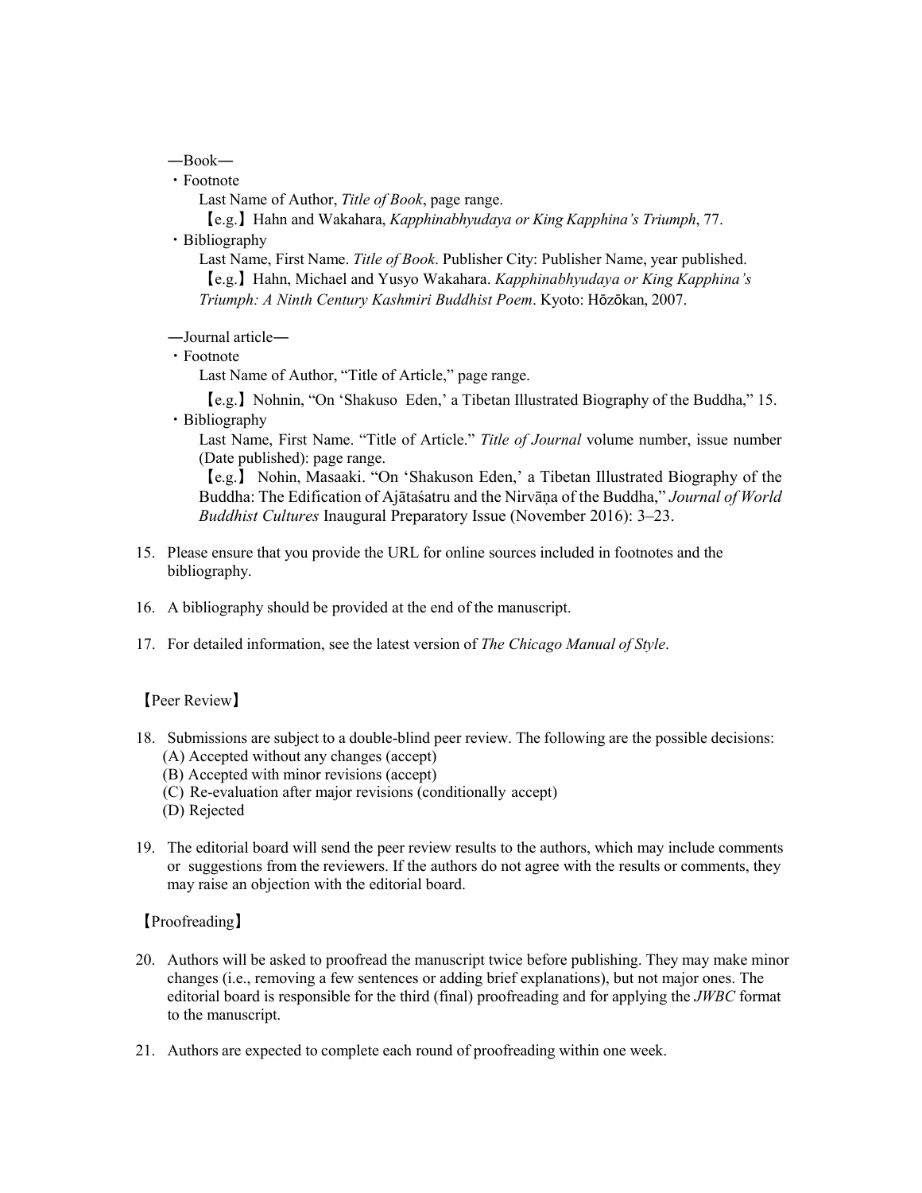—Book—

・Footnote

Last Name of Author, *Title of Book*, page range.

【e.g.】Hahn and Wakahara, *Kapphinabhyudaya or King Kapphina's Triumph*, 77.

・Bibliography

Last Name, First Name. *Title of Book*. Publisher City: Publisher Name, year published.

【e.g.】Hahn, Michael and Yusyo Wakahara. *Kapphinabhyudaya or King Kapphina's Triumph: A Ninth Century Kashmiri Buddhist Poem*. Kyoto: Hōzōkan, 2007.

—Journal article—

・Footnote

Last Name of Author, "Title of Article," page range.

【e.g.】Nohnin, "On 'Shakuso Eden,' a Tibetan Illustrated Biography of the Buddha," 15.

・Bibliography

Last Name, First Name. "Title of Article." *Title of Journal* volume number, issue number (Date published): page range.

【e.g.】 Nohin, Masaaki. "On 'Shakuson Eden,' a Tibetan Illustrated Biography of the Buddha: The Edification of Ajātaśatru and the Nirvāṇa of the Buddha," *Journal of World Buddhist Cultures* Inaugural Preparatory Issue (November 2016): 3–23.

15. Please ensure that you provide the URL for online sources included in footnotes and the bibliography.

16. A bibliography should be provided at the end of the manuscript.

17. For detailed information, see the latest version of *The Chicago Manual of Style*.

【Peer Review】

18. Submissions are subject to a double-blind peer review. The following are the possible decisions:
    (A) Accepted without any changes (accept)
    (B) Accepted with minor revisions (accept)
    (C) Re-evaluation after major revisions (conditionally accept)
    (D) Rejected

19. The editorial board will send the peer review results to the authors, which may include comments or suggestions from the reviewers. If the authors do not agree with the results or comments, they may raise an objection with the editorial board.

【Proofreading】

20. Authors will be asked to proofread the manuscript twice before publishing. They may make minor changes (i.e., removing a few sentences or adding brief explanations), but not major ones. The editorial board is responsible for the third (final) proofreading and for applying the *JWBC* format to the manuscript.

21. Authors are expected to complete each round of proofreading within one week.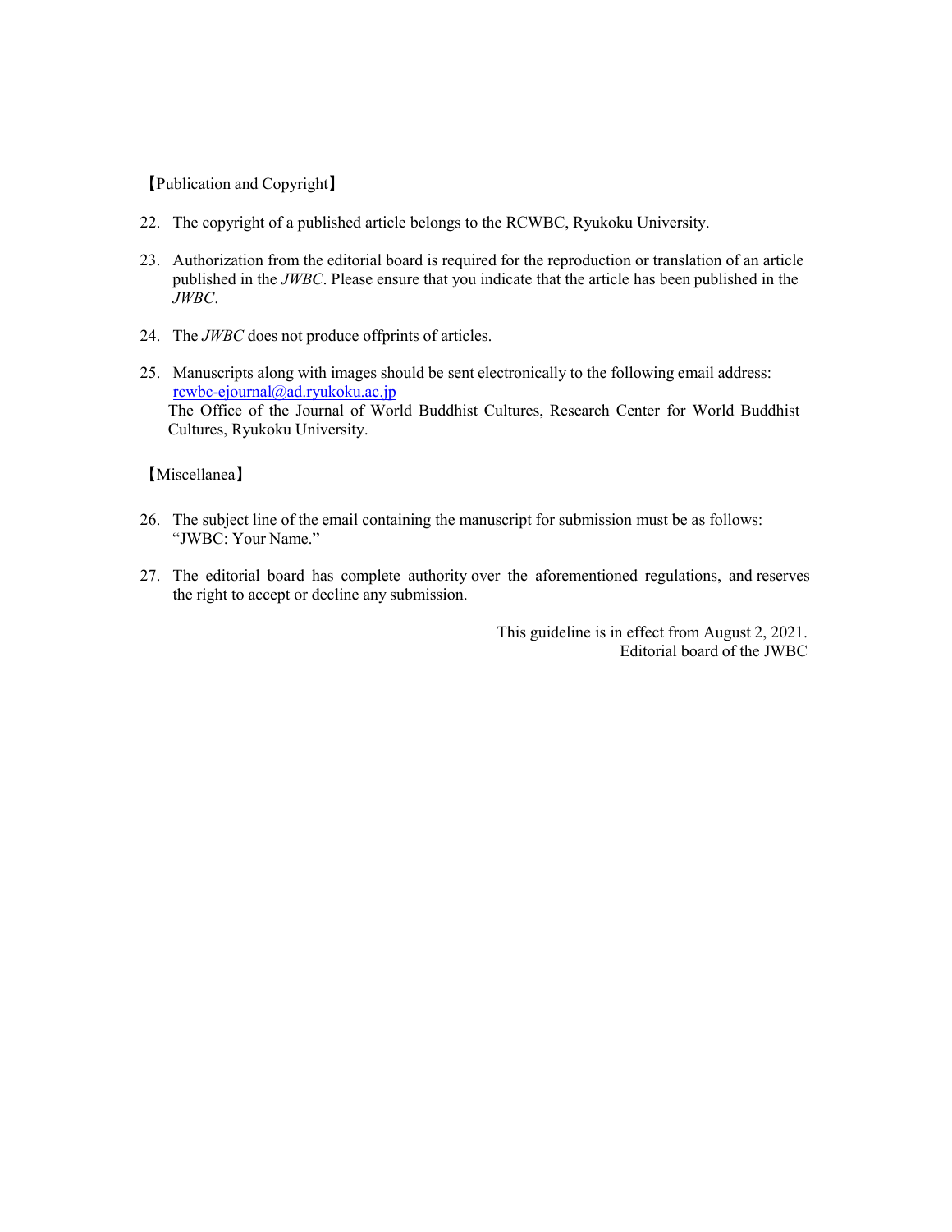【Publication and Copyright】

22. The copyright of a published article belongs to the RCWBC, Ryukoku University.

23. Authorization from the editorial board is required for the reproduction or translation of an article published in the *JWBC*. Please ensure that you indicate that the article has been published in the *JWBC*.

24. The *JWBC* does not produce offprints of articles.

25. Manuscripts along with images should be sent electronically to the following email address: rcwbc-ejournal@ad.ryukoku.ac.jp
    The Office of the Journal of World Buddhist Cultures, Research Center for World Buddhist Cultures, Ryukoku University.

【Miscellanea】

26. The subject line of the email containing the manuscript for submission must be as follows: "JWBC: Your Name."

27. The editorial board has complete authority over the aforementioned regulations, and reserves the right to accept or decline any submission.

This guideline is in effect from August 2, 2021.
Editorial board of the JWBC